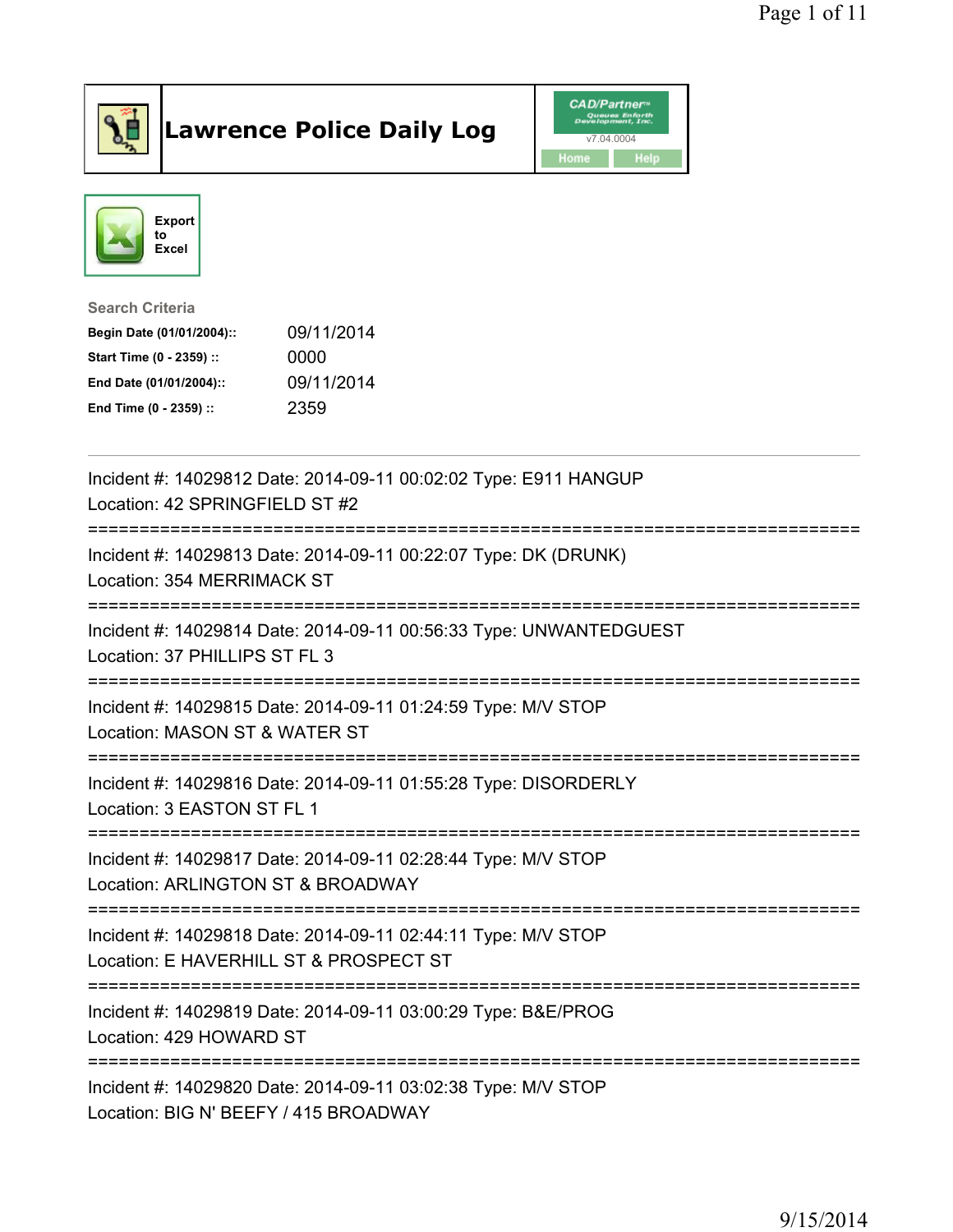# Lawrence Police Daily Log

CAD/Partner
v7.04.0004
Home Help

Export to Excel

**Search Criteria**

| | |
|---|---|
| **Begin Date (01/01/2004)::** | 09/11/2014 |
| **Start Time (0 - 2359) ::** | 0000 |
| **End Date (01/01/2004)::** | 09/11/2014 |
| **End Time (0 - 2359) ::** | 2359 |

---

Incident #: 14029812 Date: 2014-09-11 00:02:02 Type: E911 HANGUP
Location: 42 SPRINGFIELD ST #2

===========================================================================

Incident #: 14029813 Date: 2014-09-11 00:22:07 Type: DK (DRUNK)
Location: 354 MERRIMACK ST

===========================================================================

Incident #: 14029814 Date: 2014-09-11 00:56:33 Type: UNWANTEDGUEST
Location: 37 PHILLIPS ST FL 3

===========================================================================

Incident #: 14029815 Date: 2014-09-11 01:24:59 Type: M/V STOP
Location: MASON ST & WATER ST

===========================================================================

Incident #: 14029816 Date: 2014-09-11 01:55:28 Type: DISORDERLY
Location: 3 EASTON ST FL 1

===========================================================================

Incident #: 14029817 Date: 2014-09-11 02:28:44 Type: M/V STOP
Location: ARLINGTON ST & BROADWAY

===========================================================================

Incident #: 14029818 Date: 2014-09-11 02:44:11 Type: M/V STOP
Location: E HAVERHILL ST & PROSPECT ST

===========================================================================

Incident #: 14029819 Date: 2014-09-11 03:00:29 Type: B&E/PROG
Location: 429 HOWARD ST

===========================================================================

Incident #: 14029820 Date: 2014-09-11 03:02:38 Type: M/V STOP
Location: BIG N' BEEFY / 415 BROADWAY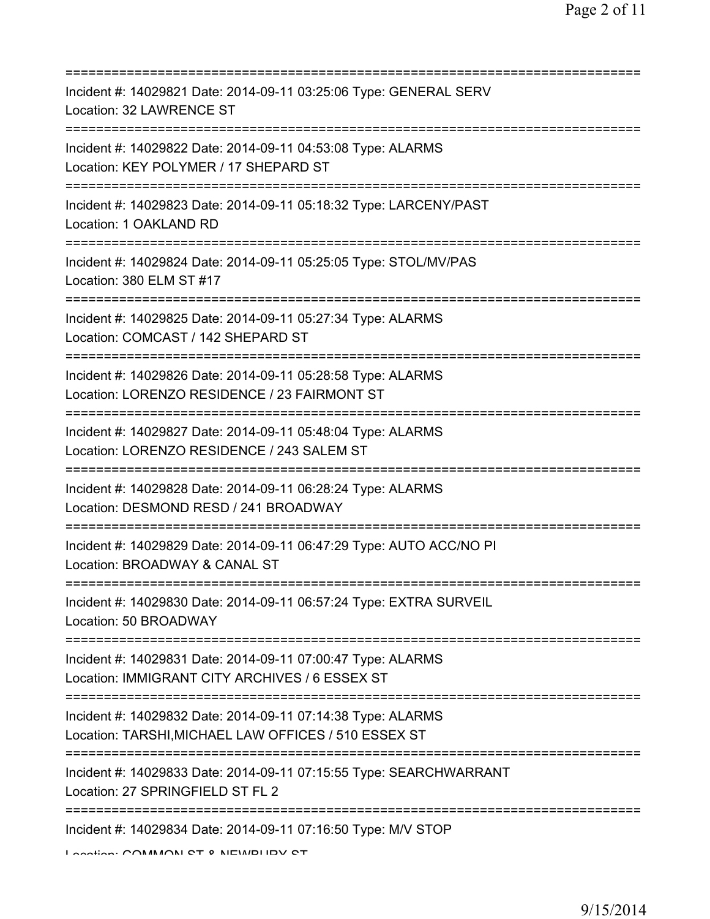==============================================================================
Incident #: 14029821 Date: 2014-09-11 03:25:06 Type: GENERAL SERV
Location: 32 LAWRENCE ST
==============================================================================
Incident #: 14029822 Date: 2014-09-11 04:53:08 Type: ALARMS
Location: KEY POLYMER / 17 SHEPARD ST
==============================================================================
Incident #: 14029823 Date: 2014-09-11 05:18:32 Type: LARCENY/PAST
Location: 1 OAKLAND RD
==============================================================================
Incident #: 14029824 Date: 2014-09-11 05:25:05 Type: STOL/MV/PAS
Location: 380 ELM ST #17
==============================================================================
Incident #: 14029825 Date: 2014-09-11 05:27:34 Type: ALARMS
Location: COMCAST / 142 SHEPARD ST
==============================================================================
Incident #: 14029826 Date: 2014-09-11 05:28:58 Type: ALARMS
Location: LORENZO RESIDENCE / 23 FAIRMONT ST
==============================================================================
Incident #: 14029827 Date: 2014-09-11 05:48:04 Type: ALARMS
Location: LORENZO RESIDENCE / 243 SALEM ST
==============================================================================
Incident #: 14029828 Date: 2014-09-11 06:28:24 Type: ALARMS
Location: DESMOND RESD / 241 BROADWAY
==============================================================================
Incident #: 14029829 Date: 2014-09-11 06:47:29 Type: AUTO ACC/NO PI
Location: BROADWAY & CANAL ST
==============================================================================
Incident #: 14029830 Date: 2014-09-11 06:57:24 Type: EXTRA SURVEIL
Location: 50 BROADWAY
==============================================================================
Incident #: 14029831 Date: 2014-09-11 07:00:47 Type: ALARMS
Location: IMMIGRANT CITY ARCHIVES / 6 ESSEX ST
==============================================================================
Incident #: 14029832 Date: 2014-09-11 07:14:38 Type: ALARMS
Location: TARSHI,MICHAEL LAW OFFICES / 510 ESSEX ST
==============================================================================
Incident #: 14029833 Date: 2014-09-11 07:15:55 Type: SEARCHWARRANT
Location: 27 SPRINGFIELD ST FL 2
==============================================================================
Incident #: 14029834 Date: 2014-09-11 07:16:50 Type: M/V STOP
Location: COMMON ST & NEWBURY ST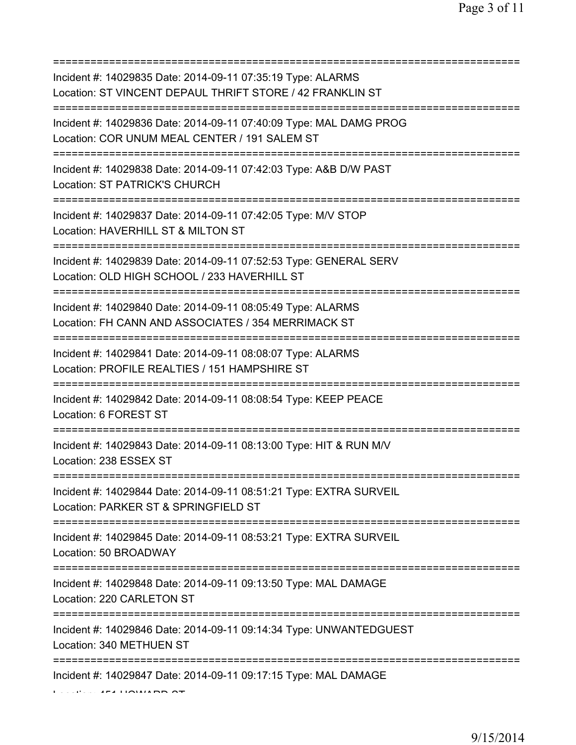===========================================================================
Incident #: 14029835 Date: 2014-09-11 07:35:19 Type: ALARMS
Location: ST VINCENT DEPAUL THRIFT STORE / 42 FRANKLIN ST
===========================================================================
Incident #: 14029836 Date: 2014-09-11 07:40:09 Type: MAL DAMG PROG
Location: COR UNUM MEAL CENTER / 191 SALEM ST
===========================================================================
Incident #: 14029838 Date: 2014-09-11 07:42:03 Type: A&B D/W PAST
Location: ST PATRICK'S CHURCH
===========================================================================
Incident #: 14029837 Date: 2014-09-11 07:42:05 Type: M/V STOP
Location: HAVERHILL ST & MILTON ST
===========================================================================
Incident #: 14029839 Date: 2014-09-11 07:52:53 Type: GENERAL SERV
Location: OLD HIGH SCHOOL / 233 HAVERHILL ST
===========================================================================
Incident #: 14029840 Date: 2014-09-11 08:05:49 Type: ALARMS
Location: FH CANN AND ASSOCIATES / 354 MERRIMACK ST
===========================================================================
Incident #: 14029841 Date: 2014-09-11 08:08:07 Type: ALARMS
Location: PROFILE REALTIES / 151 HAMPSHIRE ST
===========================================================================
Incident #: 14029842 Date: 2014-09-11 08:08:54 Type: KEEP PEACE
Location: 6 FOREST ST
===========================================================================
Incident #: 14029843 Date: 2014-09-11 08:13:00 Type: HIT & RUN M/V
Location: 238 ESSEX ST
===========================================================================
Incident #: 14029844 Date: 2014-09-11 08:51:21 Type: EXTRA SURVEIL
Location: PARKER ST & SPRINGFIELD ST
===========================================================================
Incident #: 14029845 Date: 2014-09-11 08:53:21 Type: EXTRA SURVEIL
Location: 50 BROADWAY
===========================================================================
Incident #: 14029848 Date: 2014-09-11 09:13:50 Type: MAL DAMAGE
Location: 220 CARLETON ST
===========================================================================
Incident #: 14029846 Date: 2014-09-11 09:14:34 Type: UNWANTEDGUEST
Location: 340 METHUEN ST
===========================================================================
Incident #: 14029847 Date: 2014-09-11 09:17:15 Type: MAL DAMAGE
Location: 451 HOWARD ST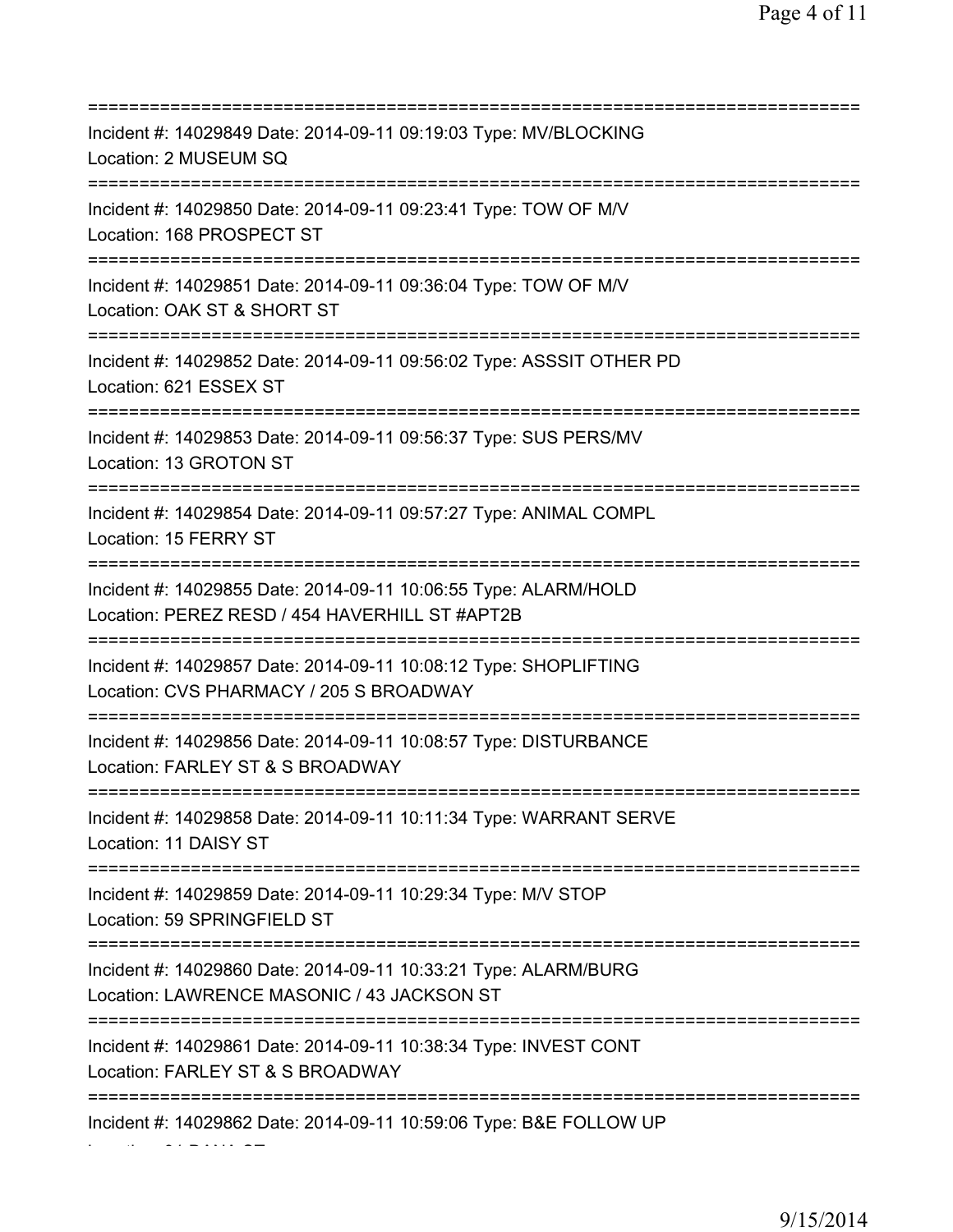===========================================================================

Incident #: 14029849 Date: 2014-09-11 09:19:03 Type: MV/BLOCKING
Location: 2 MUSEUM SQ

===========================================================================

Incident #: 14029850 Date: 2014-09-11 09:23:41 Type: TOW OF M/V
Location: 168 PROSPECT ST

===========================================================================

Incident #: 14029851 Date: 2014-09-11 09:36:04 Type: TOW OF M/V
Location: OAK ST & SHORT ST

===========================================================================

Incident #: 14029852 Date: 2014-09-11 09:56:02 Type: ASSSIT OTHER PD
Location: 621 ESSEX ST

===========================================================================

Incident #: 14029853 Date: 2014-09-11 09:56:37 Type: SUS PERS/MV
Location: 13 GROTON ST

===========================================================================

Incident #: 14029854 Date: 2014-09-11 09:57:27 Type: ANIMAL COMPL
Location: 15 FERRY ST

===========================================================================

Incident #: 14029855 Date: 2014-09-11 10:06:55 Type: ALARM/HOLD
Location: PEREZ RESD / 454 HAVERHILL ST #APT2B

===========================================================================

Incident #: 14029857 Date: 2014-09-11 10:08:12 Type: SHOPLIFTING
Location: CVS PHARMACY / 205 S BROADWAY

===========================================================================

Incident #: 14029856 Date: 2014-09-11 10:08:57 Type: DISTURBANCE
Location: FARLEY ST & S BROADWAY

===========================================================================

Incident #: 14029858 Date: 2014-09-11 10:11:34 Type: WARRANT SERVE
Location: 11 DAISY ST

===========================================================================

Incident #: 14029859 Date: 2014-09-11 10:29:34 Type: M/V STOP
Location: 59 SPRINGFIELD ST

===========================================================================

Incident #: 14029860 Date: 2014-09-11 10:33:21 Type: ALARM/BURG
Location: LAWRENCE MASONIC / 43 JACKSON ST

===========================================================================

Incident #: 14029861 Date: 2014-09-11 10:38:34 Type: INVEST CONT
Location: FARLEY ST & S BROADWAY

===========================================================================

Incident #: 14029862 Date: 2014-09-11 10:59:06 Type: B&E FOLLOW UP
Location: 24 DANA ST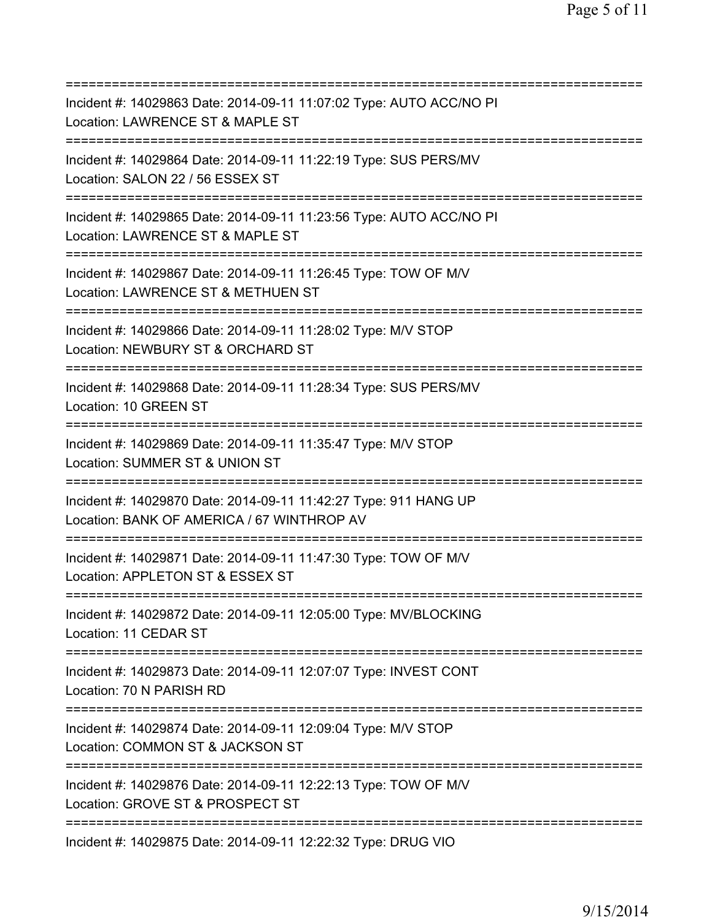===========================================================================
Incident #: 14029863 Date: 2014-09-11 11:07:02 Type: AUTO ACC/NO PI
Location: LAWRENCE ST & MAPLE ST
===========================================================================
Incident #: 14029864 Date: 2014-09-11 11:22:19 Type: SUS PERS/MV
Location: SALON 22 / 56 ESSEX ST
===========================================================================
Incident #: 14029865 Date: 2014-09-11 11:23:56 Type: AUTO ACC/NO PI
Location: LAWRENCE ST & MAPLE ST
===========================================================================
Incident #: 14029867 Date: 2014-09-11 11:26:45 Type: TOW OF M/V
Location: LAWRENCE ST & METHUEN ST
===========================================================================
Incident #: 14029866 Date: 2014-09-11 11:28:02 Type: M/V STOP
Location: NEWBURY ST & ORCHARD ST
===========================================================================
Incident #: 14029868 Date: 2014-09-11 11:28:34 Type: SUS PERS/MV
Location: 10 GREEN ST
===========================================================================
Incident #: 14029869 Date: 2014-09-11 11:35:47 Type: M/V STOP
Location: SUMMER ST & UNION ST
===========================================================================
Incident #: 14029870 Date: 2014-09-11 11:42:27 Type: 911 HANG UP
Location: BANK OF AMERICA / 67 WINTHROP AV
===========================================================================
Incident #: 14029871 Date: 2014-09-11 11:47:30 Type: TOW OF M/V
Location: APPLETON ST & ESSEX ST
===========================================================================
Incident #: 14029872 Date: 2014-09-11 12:05:00 Type: MV/BLOCKING
Location: 11 CEDAR ST
===========================================================================
Incident #: 14029873 Date: 2014-09-11 12:07:07 Type: INVEST CONT
Location: 70 N PARISH RD
===========================================================================
Incident #: 14029874 Date: 2014-09-11 12:09:04 Type: M/V STOP
Location: COMMON ST & JACKSON ST
===========================================================================
Incident #: 14029876 Date: 2014-09-11 12:22:13 Type: TOW OF M/V
Location: GROVE ST & PROSPECT ST
===========================================================================
Incident #: 14029875 Date: 2014-09-11 12:22:32 Type: DRUG VIO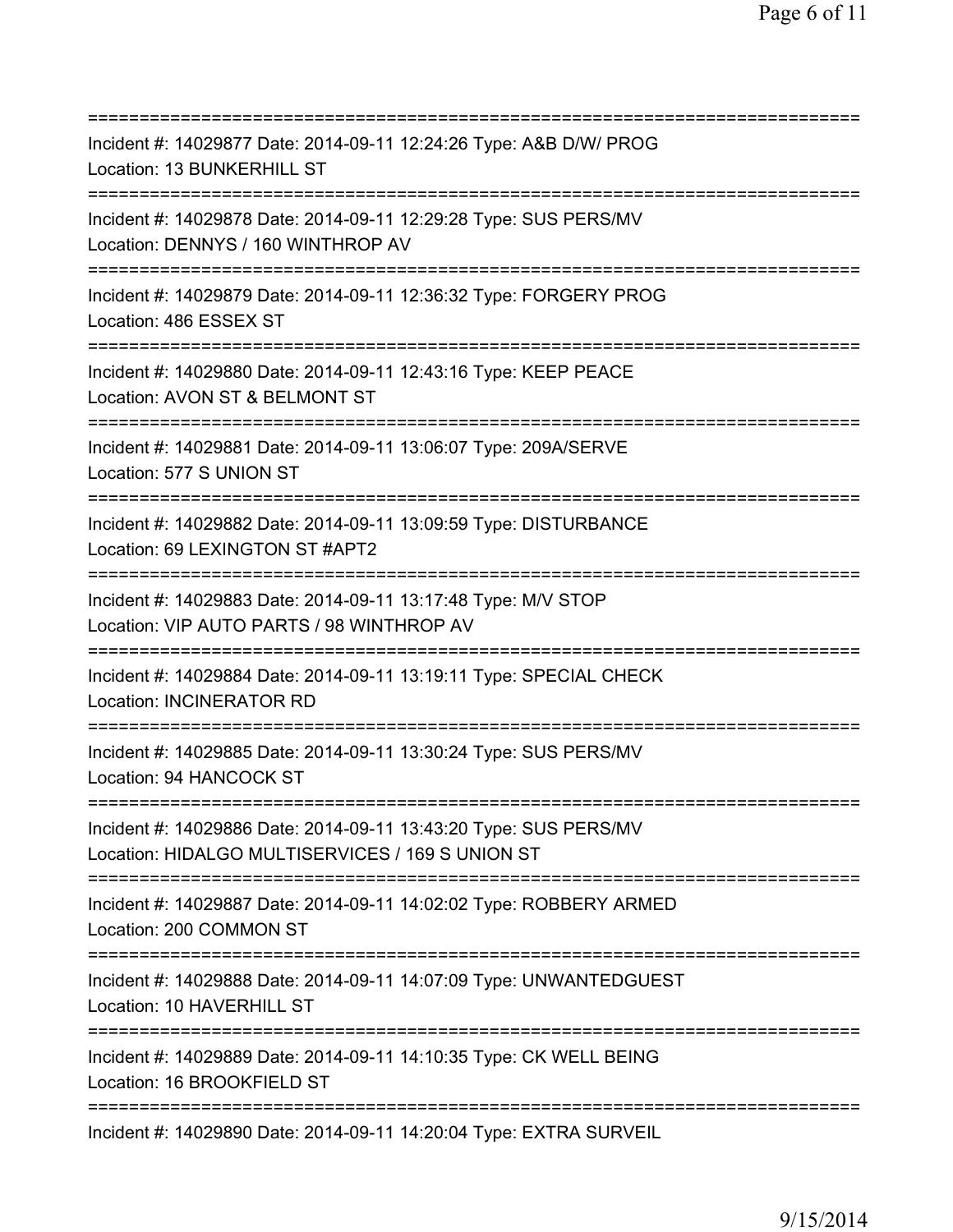===========================================================================
Incident #: 14029877 Date: 2014-09-11 12:24:26 Type: A&B D/W/ PROG
Location: 13 BUNKERHILL ST
===========================================================================
Incident #: 14029878 Date: 2014-09-11 12:29:28 Type: SUS PERS/MV
Location: DENNYS / 160 WINTHROP AV
===========================================================================
Incident #: 14029879 Date: 2014-09-11 12:36:32 Type: FORGERY PROG
Location: 486 ESSEX ST
===========================================================================
Incident #: 14029880 Date: 2014-09-11 12:43:16 Type: KEEP PEACE
Location: AVON ST & BELMONT ST
===========================================================================
Incident #: 14029881 Date: 2014-09-11 13:06:07 Type: 209A/SERVE
Location: 577 S UNION ST
===========================================================================
Incident #: 14029882 Date: 2014-09-11 13:09:59 Type: DISTURBANCE
Location: 69 LEXINGTON ST #APT2
===========================================================================
Incident #: 14029883 Date: 2014-09-11 13:17:48 Type: M/V STOP
Location: VIP AUTO PARTS / 98 WINTHROP AV
===========================================================================
Incident #: 14029884 Date: 2014-09-11 13:19:11 Type: SPECIAL CHECK
Location: INCINERATOR RD
===========================================================================
Incident #: 14029885 Date: 2014-09-11 13:30:24 Type: SUS PERS/MV
Location: 94 HANCOCK ST
===========================================================================
Incident #: 14029886 Date: 2014-09-11 13:43:20 Type: SUS PERS/MV
Location: HIDALGO MULTISERVICES / 169 S UNION ST
===========================================================================
Incident #: 14029887 Date: 2014-09-11 14:02:02 Type: ROBBERY ARMED
Location: 200 COMMON ST
===========================================================================
Incident #: 14029888 Date: 2014-09-11 14:07:09 Type: UNWANTEDGUEST
Location: 10 HAVERHILL ST
===========================================================================
Incident #: 14029889 Date: 2014-09-11 14:10:35 Type: CK WELL BEING
Location: 16 BROOKFIELD ST
===========================================================================
Incident #: 14029890 Date: 2014-09-11 14:20:04 Type: EXTRA SURVEIL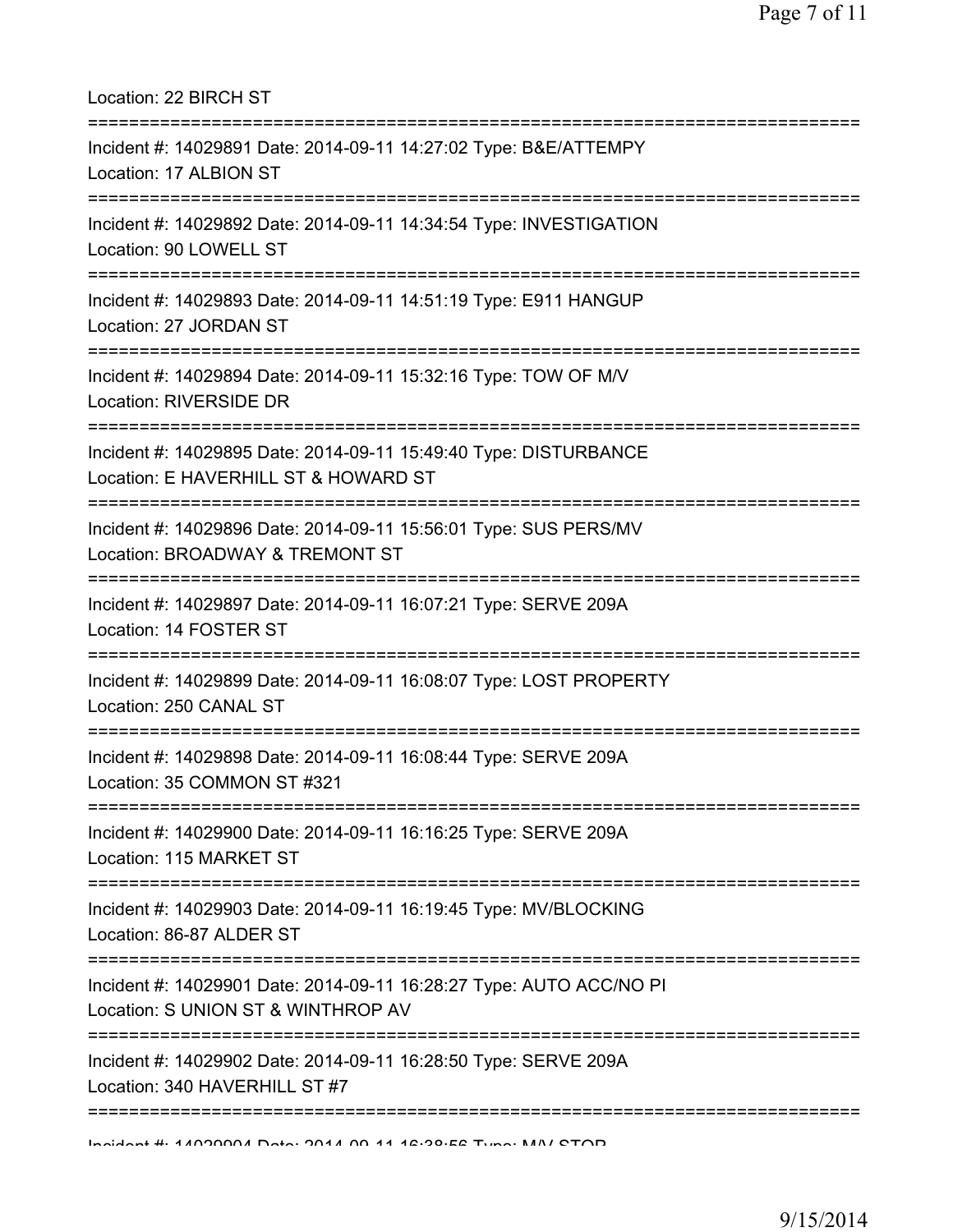Location: 22 BIRCH ST

===========================================================================

Incident #: 14029891 Date: 2014-09-11 14:27:02 Type: B&E/ATTEMPY
Location: 17 ALBION ST

===========================================================================

Incident #: 14029892 Date: 2014-09-11 14:34:54 Type: INVESTIGATION
Location: 90 LOWELL ST

===========================================================================

Incident #: 14029893 Date: 2014-09-11 14:51:19 Type: E911 HANGUP
Location: 27 JORDAN ST

===========================================================================

Incident #: 14029894 Date: 2014-09-11 15:32:16 Type: TOW OF M/V
Location: RIVERSIDE DR

===========================================================================

Incident #: 14029895 Date: 2014-09-11 15:49:40 Type: DISTURBANCE
Location: E HAVERHILL ST & HOWARD ST

===========================================================================

Incident #: 14029896 Date: 2014-09-11 15:56:01 Type: SUS PERS/MV
Location: BROADWAY & TREMONT ST

===========================================================================

Incident #: 14029897 Date: 2014-09-11 16:07:21 Type: SERVE 209A
Location: 14 FOSTER ST

===========================================================================

Incident #: 14029899 Date: 2014-09-11 16:08:07 Type: LOST PROPERTY
Location: 250 CANAL ST

===========================================================================

Incident #: 14029898 Date: 2014-09-11 16:08:44 Type: SERVE 209A
Location: 35 COMMON ST #321

===========================================================================

Incident #: 14029900 Date: 2014-09-11 16:16:25 Type: SERVE 209A
Location: 115 MARKET ST

===========================================================================

Incident #: 14029903 Date: 2014-09-11 16:19:45 Type: MV/BLOCKING
Location: 86-87 ALDER ST

===========================================================================

Incident #: 14029901 Date: 2014-09-11 16:28:27 Type: AUTO ACC/NO PI
Location: S UNION ST & WINTHROP AV

===========================================================================

Incident #: 14029902 Date: 2014-09-11 16:28:50 Type: SERVE 209A
Location: 340 HAVERHILL ST #7

===========================================================================

Incident #: 14029904 Date: 2014-09-11 16:38:56 Type: M/V STOP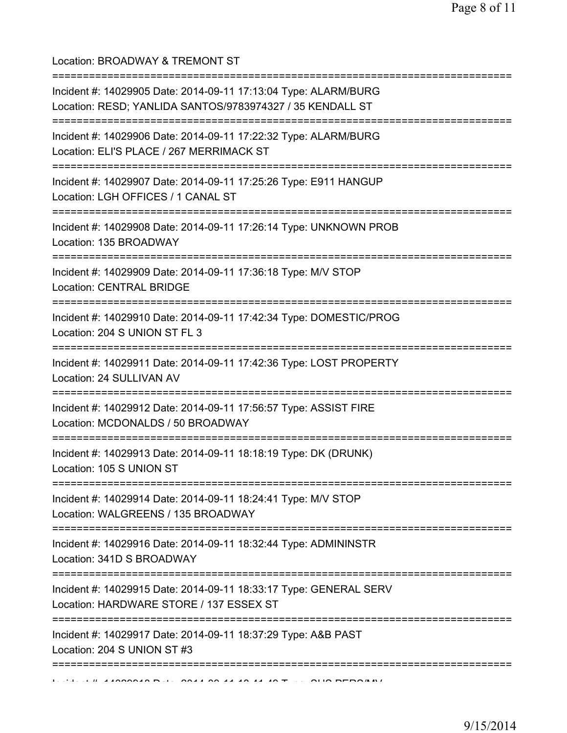Location: BROADWAY & TREMONT ST

===========================================================================

Incident #: 14029905 Date: 2014-09-11 17:13:04 Type: ALARM/BURG
Location: RESD; YANLIDA SANTOS/9783974327 / 35 KENDALL ST

===========================================================================

Incident #: 14029906 Date: 2014-09-11 17:22:32 Type: ALARM/BURG
Location: ELI'S PLACE / 267 MERRIMACK ST

===========================================================================

Incident #: 14029907 Date: 2014-09-11 17:25:26 Type: E911 HANGUP
Location: LGH OFFICES / 1 CANAL ST

===========================================================================

Incident #: 14029908 Date: 2014-09-11 17:26:14 Type: UNKNOWN PROB
Location: 135 BROADWAY

===========================================================================

Incident #: 14029909 Date: 2014-09-11 17:36:18 Type: M/V STOP
Location: CENTRAL BRIDGE

===========================================================================

Incident #: 14029910 Date: 2014-09-11 17:42:34 Type: DOMESTIC/PROG
Location: 204 S UNION ST FL 3

===========================================================================

Incident #: 14029911 Date: 2014-09-11 17:42:36 Type: LOST PROPERTY
Location: 24 SULLIVAN AV

===========================================================================

Incident #: 14029912 Date: 2014-09-11 17:56:57 Type: ASSIST FIRE
Location: MCDONALDS / 50 BROADWAY

===========================================================================

Incident #: 14029913 Date: 2014-09-11 18:18:19 Type: DK (DRUNK)
Location: 105 S UNION ST

===========================================================================

Incident #: 14029914 Date: 2014-09-11 18:24:41 Type: M/V STOP
Location: WALGREENS / 135 BROADWAY

===========================================================================

Incident #: 14029916 Date: 2014-09-11 18:32:44 Type: ADMININSTR
Location: 341D S BROADWAY

===========================================================================

Incident #: 14029915 Date: 2014-09-11 18:33:17 Type: GENERAL SERV
Location: HARDWARE STORE / 137 ESSEX ST

===========================================================================

Incident #: 14029917 Date: 2014-09-11 18:37:29 Type: A&B PAST
Location: 204 S UNION ST #3

===========================================================================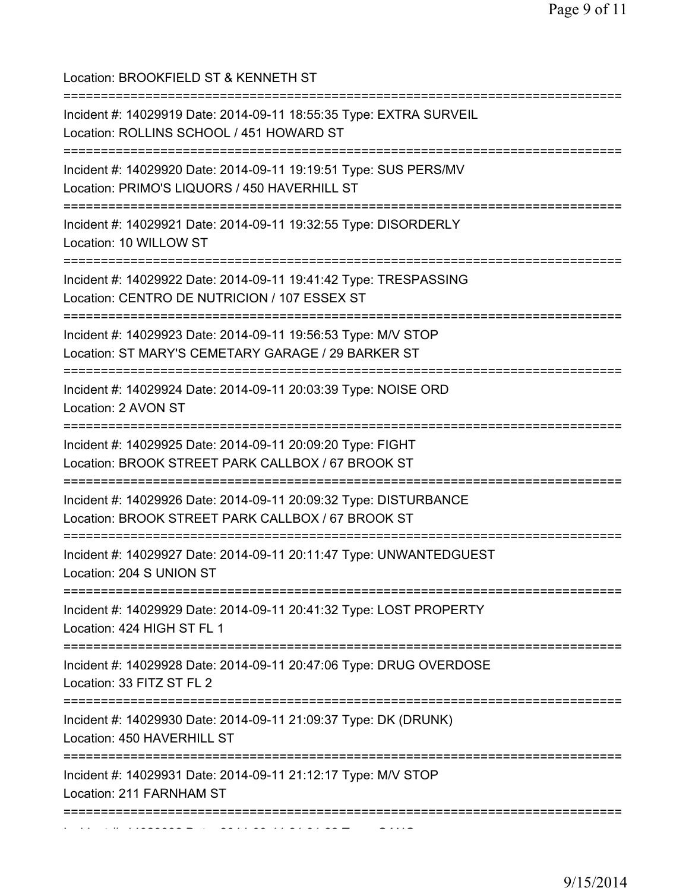Location: BROOKFIELD ST & KENNETH ST

===========================================================================

Incident #: 14029919 Date: 2014-09-11 18:55:35 Type: EXTRA SURVEIL
Location: ROLLINS SCHOOL / 451 HOWARD ST

===========================================================================

Incident #: 14029920 Date: 2014-09-11 19:19:51 Type: SUS PERS/MV
Location: PRIMO'S LIQUORS / 450 HAVERHILL ST

===========================================================================

Incident #: 14029921 Date: 2014-09-11 19:32:55 Type: DISORDERLY
Location: 10 WILLOW ST

===========================================================================

Incident #: 14029922 Date: 2014-09-11 19:41:42 Type: TRESPASSING
Location: CENTRO DE NUTRICION / 107 ESSEX ST

===========================================================================

Incident #: 14029923 Date: 2014-09-11 19:56:53 Type: M/V STOP
Location: ST MARY'S CEMETARY GARAGE / 29 BARKER ST

===========================================================================

Incident #: 14029924 Date: 2014-09-11 20:03:39 Type: NOISE ORD
Location: 2 AVON ST

===========================================================================

Incident #: 14029925 Date: 2014-09-11 20:09:20 Type: FIGHT
Location: BROOK STREET PARK CALLBOX / 67 BROOK ST

===========================================================================

Incident #: 14029926 Date: 2014-09-11 20:09:32 Type: DISTURBANCE
Location: BROOK STREET PARK CALLBOX / 67 BROOK ST

===========================================================================

Incident #: 14029927 Date: 2014-09-11 20:11:47 Type: UNWANTEDGUEST
Location: 204 S UNION ST

===========================================================================

Incident #: 14029929 Date: 2014-09-11 20:41:32 Type: LOST PROPERTY
Location: 424 HIGH ST FL 1

===========================================================================

Incident #: 14029928 Date: 2014-09-11 20:47:06 Type: DRUG OVERDOSE
Location: 33 FITZ ST FL 2

===========================================================================

Incident #: 14029930 Date: 2014-09-11 21:09:37 Type: DK (DRUNK)
Location: 450 HAVERHILL ST

===========================================================================

Incident #: 14029931 Date: 2014-09-11 21:12:17 Type: M/V STOP
Location: 211 FARNHAM ST

===========================================================================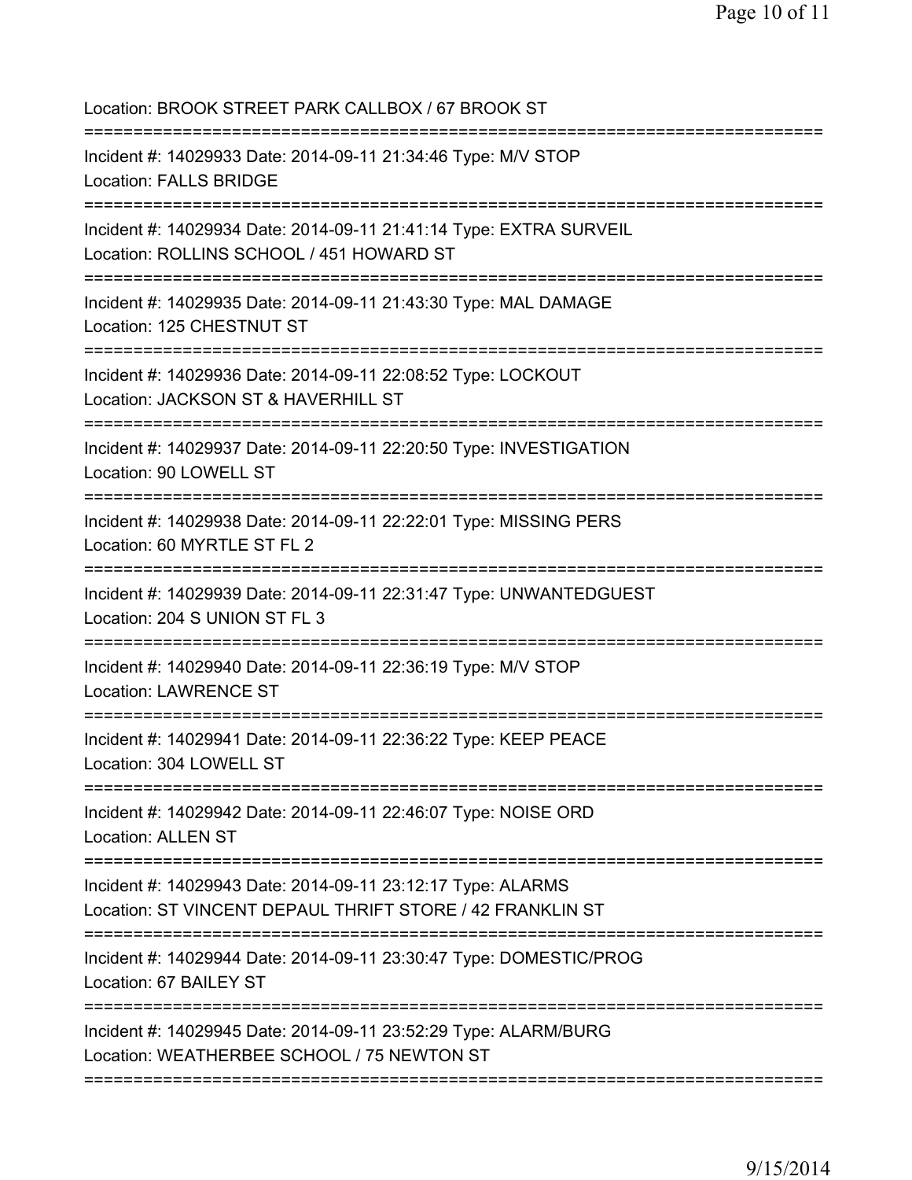Location: BROOK STREET PARK CALLBOX / 67 BROOK ST

===========================================================================

Incident #: 14029933 Date: 2014-09-11 21:34:46 Type: M/V STOP
Location: FALLS BRIDGE

===========================================================================

Incident #: 14029934 Date: 2014-09-11 21:41:14 Type: EXTRA SURVEIL
Location: ROLLINS SCHOOL / 451 HOWARD ST

===========================================================================

Incident #: 14029935 Date: 2014-09-11 21:43:30 Type: MAL DAMAGE
Location: 125 CHESTNUT ST

===========================================================================

Incident #: 14029936 Date: 2014-09-11 22:08:52 Type: LOCKOUT
Location: JACKSON ST & HAVERHILL ST

===========================================================================

Incident #: 14029937 Date: 2014-09-11 22:20:50 Type: INVESTIGATION
Location: 90 LOWELL ST

===========================================================================

Incident #: 14029938 Date: 2014-09-11 22:22:01 Type: MISSING PERS
Location: 60 MYRTLE ST FL 2

===========================================================================

Incident #: 14029939 Date: 2014-09-11 22:31:47 Type: UNWANTEDGUEST
Location: 204 S UNION ST FL 3

===========================================================================

Incident #: 14029940 Date: 2014-09-11 22:36:19 Type: M/V STOP
Location: LAWRENCE ST

===========================================================================

Incident #: 14029941 Date: 2014-09-11 22:36:22 Type: KEEP PEACE
Location: 304 LOWELL ST

===========================================================================

Incident #: 14029942 Date: 2014-09-11 22:46:07 Type: NOISE ORD
Location: ALLEN ST

===========================================================================

Incident #: 14029943 Date: 2014-09-11 23:12:17 Type: ALARMS
Location: ST VINCENT DEPAUL THRIFT STORE / 42 FRANKLIN ST

===========================================================================

Incident #: 14029944 Date: 2014-09-11 23:30:47 Type: DOMESTIC/PROG
Location: 67 BAILEY ST

===========================================================================

Incident #: 14029945 Date: 2014-09-11 23:52:29 Type: ALARM/BURG
Location: WEATHERBEE SCHOOL / 75 NEWTON ST

===========================================================================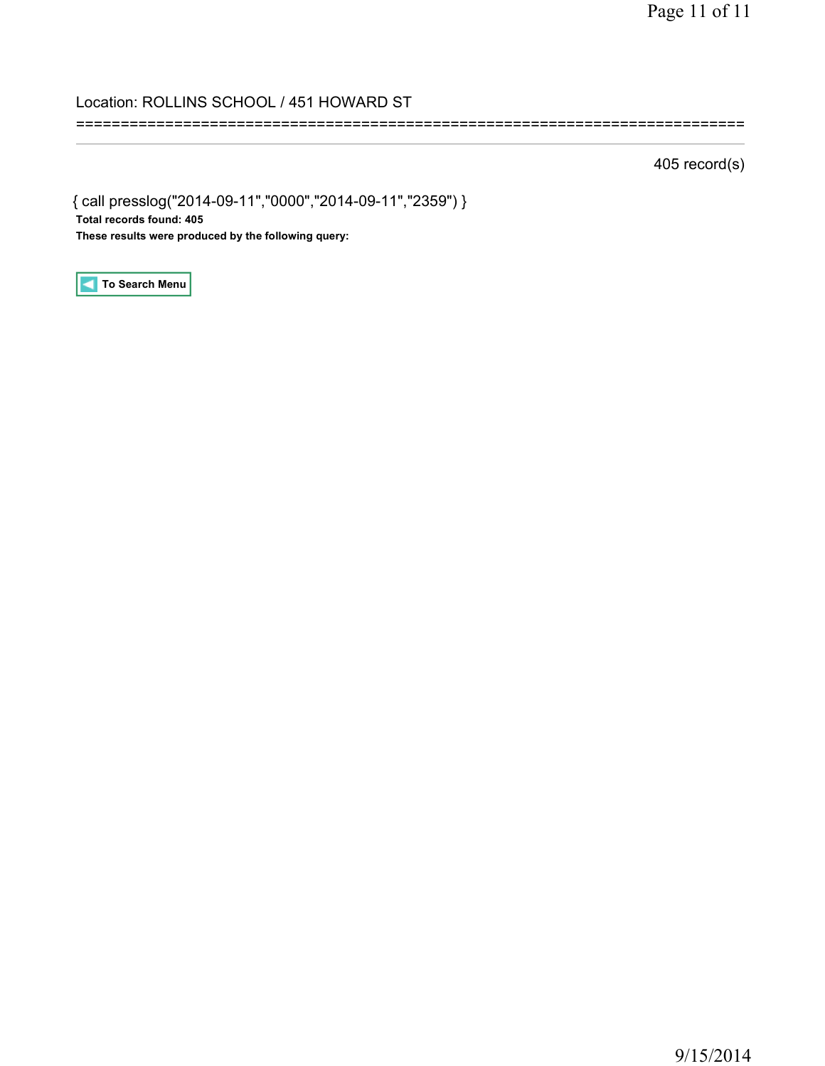Location: ROLLINS SCHOOL / 451 HOWARD ST

==========================================================================

---

405 record(s)

{ call presslog("2014-09-11","0000","2014-09-11","2359") }

**Total records found: 405**

**These results were produced by the following query:**

**To Search Menu**